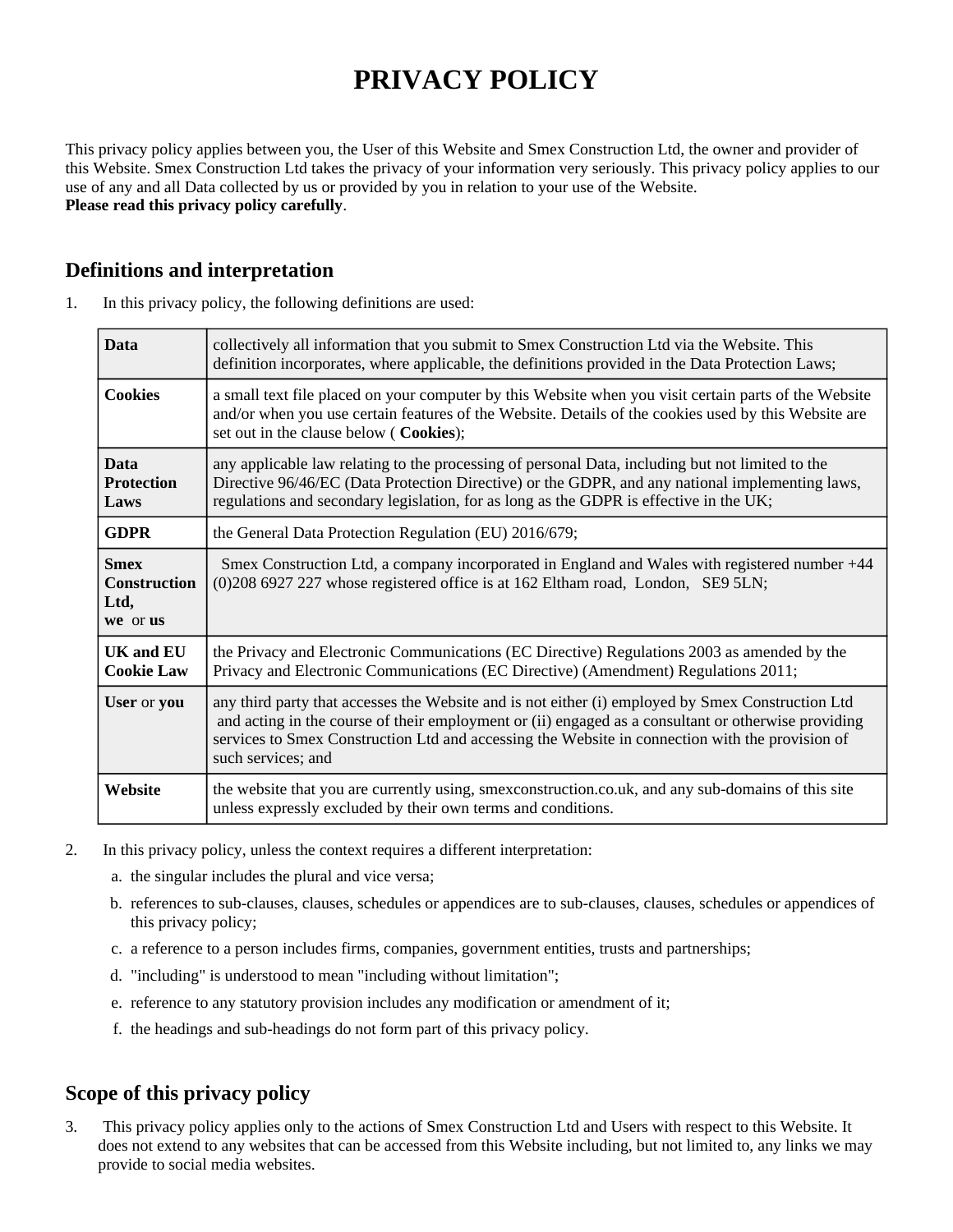# PRIVACY POLICY

This privacy policy applies between you, the User of this Website and Smex Construction Ltd, the owner and provider of this Website. Smex Construction Ltd takes the privacy of your information very seriously. This privacy policy applies to our use of any and all Data collected by us or provided by you in relation to your use of the Website.
**Please read this privacy policy carefully**.

## Definitions and interpretation

1. In this privacy policy, the following definitions are used:

| | |
|---|---|
| **Data** | collectively all information that you submit to Smex Construction Ltd via the Website. This definition incorporates, where applicable, the definitions provided in the Data Protection Laws; |
| **Cookies** | a small text file placed on your computer by this Website when you visit certain parts of the Website and/or when you use certain features of the Website. Details of the cookies used by this Website are set out in the clause below ( **Cookies**); |
| **Data Protection Laws** | any applicable law relating to the processing of personal Data, including but not limited to the Directive 96/46/EC (Data Protection Directive) or the GDPR, and any national implementing laws, regulations and secondary legislation, for as long as the GDPR is effective in the UK; |
| **GDPR** | the General Data Protection Regulation (EU) 2016/679; |
| **Smex Construction Ltd, we** or **us** | Smex Construction Ltd, a company incorporated in England and Wales with registered number +44 (0)208 6927 227 whose registered office is at 162 Eltham road, London, SE9 5LN; |
| **UK and EU Cookie Law** | the Privacy and Electronic Communications (EC Directive) Regulations 2003 as amended by the Privacy and Electronic Communications (EC Directive) (Amendment) Regulations 2011; |
| **User** or **you** | any third party that accesses the Website and is not either (i) employed by Smex Construction Ltd and acting in the course of their employment or (ii) engaged as a consultant or otherwise providing services to Smex Construction Ltd and accessing the Website in connection with the provision of such services; and |
| **Website** | the website that you are currently using, smexconstruction.co.uk, and any sub-domains of this site unless expressly excluded by their own terms and conditions. |

2. In this privacy policy, unless the context requires a different interpretation:
   a. the singular includes the plural and vice versa;
   b. references to sub-clauses, clauses, schedules or appendices are to sub-clauses, clauses, schedules or appendices of this privacy policy;
   c. a reference to a person includes firms, companies, government entities, trusts and partnerships;
   d. "including" is understood to mean "including without limitation";
   e. reference to any statutory provision includes any modification or amendment of it;
   f. the headings and sub-headings do not form part of this privacy policy.

## Scope of this privacy policy

3. This privacy policy applies only to the actions of Smex Construction Ltd and Users with respect to this Website. It does not extend to any websites that can be accessed from this Website including, but not limited to, any links we may provide to social media websites.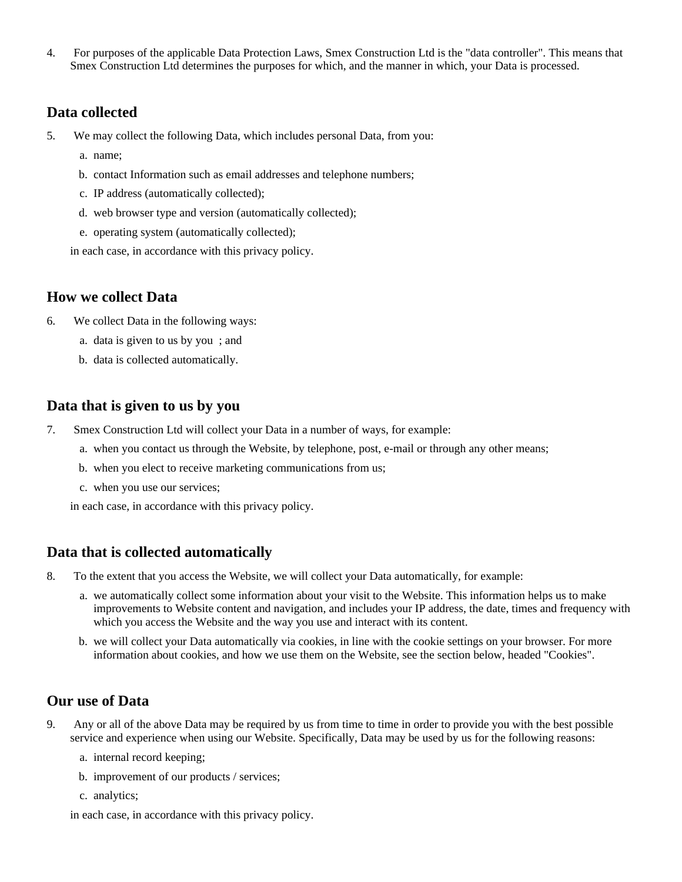4. For purposes of the applicable Data Protection Laws, Smex Construction Ltd is the "data controller". This means that Smex Construction Ltd determines the purposes for which, and the manner in which, your Data is processed.

## Data collected

5. We may collect the following Data, which includes personal Data, from you:
   a. name;
   b. contact Information such as email addresses and telephone numbers;
   c. IP address (automatically collected);
   d. web browser type and version (automatically collected);
   e. operating system (automatically collected);

   in each case, in accordance with this privacy policy.

## How we collect Data

6. We collect Data in the following ways:
   a. data is given to us by you ; and
   b. data is collected automatically.

## Data that is given to us by you

7. Smex Construction Ltd will collect your Data in a number of ways, for example:
   a. when you contact us through the Website, by telephone, post, e-mail or through any other means;
   b. when you elect to receive marketing communications from us;
   c. when you use our services;

   in each case, in accordance with this privacy policy.

## Data that is collected automatically

8. To the extent that you access the Website, we will collect your Data automatically, for example:
   a. we automatically collect some information about your visit to the Website. This information helps us to make improvements to Website content and navigation, and includes your IP address, the date, times and frequency with which you access the Website and the way you use and interact with its content.
   b. we will collect your Data automatically via cookies, in line with the cookie settings on your browser. For more information about cookies, and how we use them on the Website, see the section below, headed "Cookies".

## Our use of Data

9. Any or all of the above Data may be required by us from time to time in order to provide you with the best possible service and experience when using our Website. Specifically, Data may be used by us for the following reasons:
   a. internal record keeping;
   b. improvement of our products / services;
   c. analytics;

   in each case, in accordance with this privacy policy.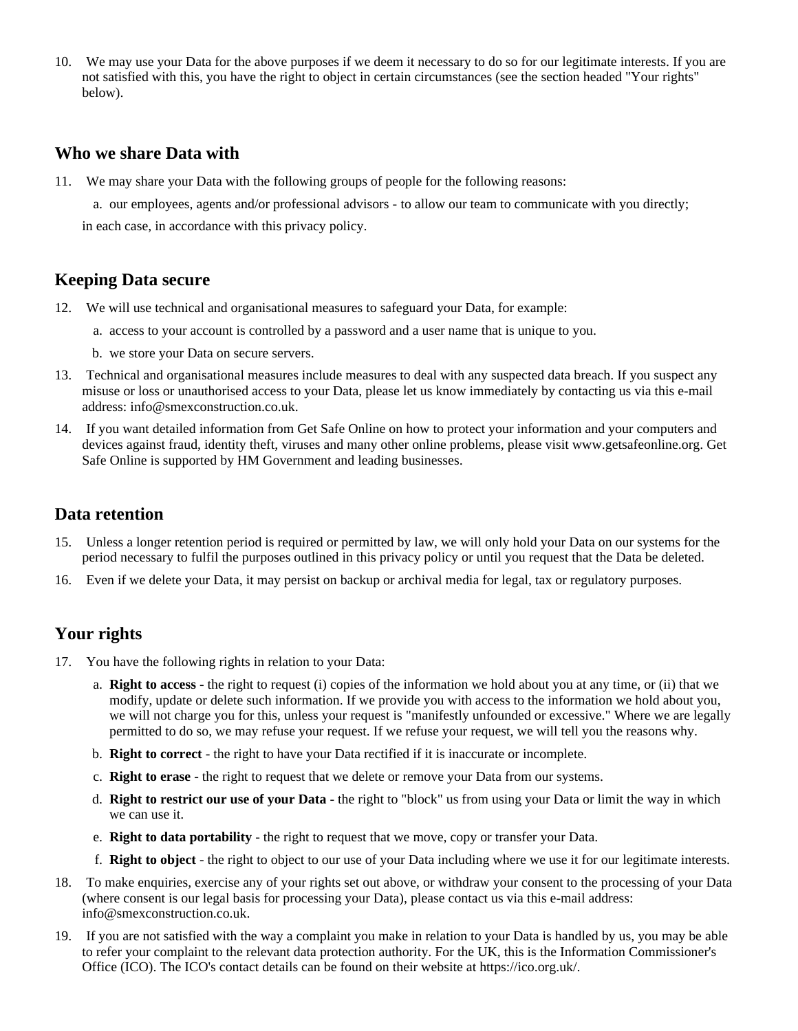10. We may use your Data for the above purposes if we deem it necessary to do so for our legitimate interests. If you are not satisfied with this, you have the right to object in certain circumstances (see the section headed "Your rights" below).

## Who we share Data with

11. We may share your Data with the following groups of people for the following reasons:

    a. our employees, agents and/or professional advisors - to allow our team to communicate with you directly;

    in each case, in accordance with this privacy policy.

## Keeping Data secure

12. We will use technical and organisational measures to safeguard your Data, for example:

    a. access to your account is controlled by a password and a user name that is unique to you.

    b. we store your Data on secure servers.

13. Technical and organisational measures include measures to deal with any suspected data breach. If you suspect any misuse or loss or unauthorised access to your Data, please let us know immediately by contacting us via this e-mail address: info@smexconstruction.co.uk.

14. If you want detailed information from Get Safe Online on how to protect your information and your computers and devices against fraud, identity theft, viruses and many other online problems, please visit www.getsafeonline.org. Get Safe Online is supported by HM Government and leading businesses.

## Data retention

15. Unless a longer retention period is required or permitted by law, we will only hold your Data on our systems for the period necessary to fulfil the purposes outlined in this privacy policy or until you request that the Data be deleted.

16. Even if we delete your Data, it may persist on backup or archival media for legal, tax or regulatory purposes.

## Your rights

17. You have the following rights in relation to your Data:

    a. **Right to access** - the right to request (i) copies of the information we hold about you at any time, or (ii) that we modify, update or delete such information. If we provide you with access to the information we hold about you, we will not charge you for this, unless your request is "manifestly unfounded or excessive." Where we are legally permitted to do so, we may refuse your request. If we refuse your request, we will tell you the reasons why.

    b. **Right to correct** - the right to have your Data rectified if it is inaccurate or incomplete.

    c. **Right to erase** - the right to request that we delete or remove your Data from our systems.

    d. **Right to restrict our use of your Data** - the right to "block" us from using your Data or limit the way in which we can use it.

    e. **Right to data portability** - the right to request that we move, copy or transfer your Data.

    f. **Right to object** - the right to object to our use of your Data including where we use it for our legitimate interests.

18. To make enquiries, exercise any of your rights set out above, or withdraw your consent to the processing of your Data (where consent is our legal basis for processing your Data), please contact us via this e-mail address: info@smexconstruction.co.uk.

19. If you are not satisfied with the way a complaint you make in relation to your Data is handled by us, you may be able to refer your complaint to the relevant data protection authority. For the UK, this is the Information Commissioner's Office (ICO). The ICO's contact details can be found on their website at https://ico.org.uk/.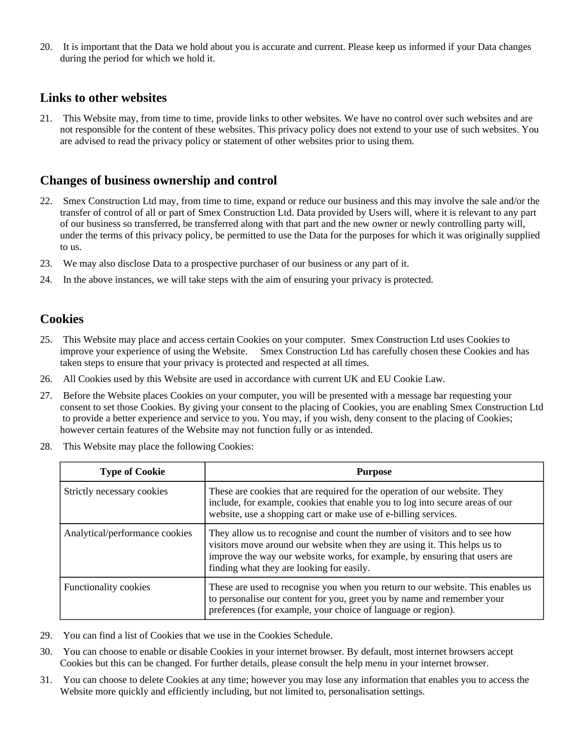20. It is important that the Data we hold about you is accurate and current. Please keep us informed if your Data changes during the period for which we hold it.

## Links to other websites

21. This Website may, from time to time, provide links to other websites. We have no control over such websites and are not responsible for the content of these websites. This privacy policy does not extend to your use of such websites. You are advised to read the privacy policy or statement of other websites prior to using them.

## Changes of business ownership and control

22. Smex Construction Ltd may, from time to time, expand or reduce our business and this may involve the sale and/or the transfer of control of all or part of Smex Construction Ltd. Data provided by Users will, where it is relevant to any part of our business so transferred, be transferred along with that part and the new owner or newly controlling party will, under the terms of this privacy policy, be permitted to use the Data for the purposes for which it was originally supplied to us.
23. We may also disclose Data to a prospective purchaser of our business or any part of it.
24. In the above instances, we will take steps with the aim of ensuring your privacy is protected.

## Cookies

25. This Website may place and access certain Cookies on your computer. Smex Construction Ltd uses Cookies to improve your experience of using the Website. Smex Construction Ltd has carefully chosen these Cookies and has taken steps to ensure that your privacy is protected and respected at all times.
26. All Cookies used by this Website are used in accordance with current UK and EU Cookie Law.
27. Before the Website places Cookies on your computer, you will be presented with a message bar requesting your consent to set those Cookies. By giving your consent to the placing of Cookies, you are enabling Smex Construction Ltd to provide a better experience and service to you. You may, if you wish, deny consent to the placing of Cookies; however certain features of the Website may not function fully or as intended.
28. This Website may place the following Cookies:

| Type of Cookie | Purpose |
| --- | --- |
| Strictly necessary cookies | These are cookies that are required for the operation of our website. They include, for example, cookies that enable you to log into secure areas of our website, use a shopping cart or make use of e-billing services. |
| Analytical/performance cookies | They allow us to recognise and count the number of visitors and to see how visitors move around our website when they are using it. This helps us to improve the way our website works, for example, by ensuring that users are finding what they are looking for easily. |
| Functionality cookies | These are used to recognise you when you return to our website. This enables us to personalise our content for you, greet you by name and remember your preferences (for example, your choice of language or region). |

29. You can find a list of Cookies that we use in the Cookies Schedule.
30. You can choose to enable or disable Cookies in your internet browser. By default, most internet browsers accept Cookies but this can be changed. For further details, please consult the help menu in your internet browser.
31. You can choose to delete Cookies at any time; however you may lose any information that enables you to access the Website more quickly and efficiently including, but not limited to, personalisation settings.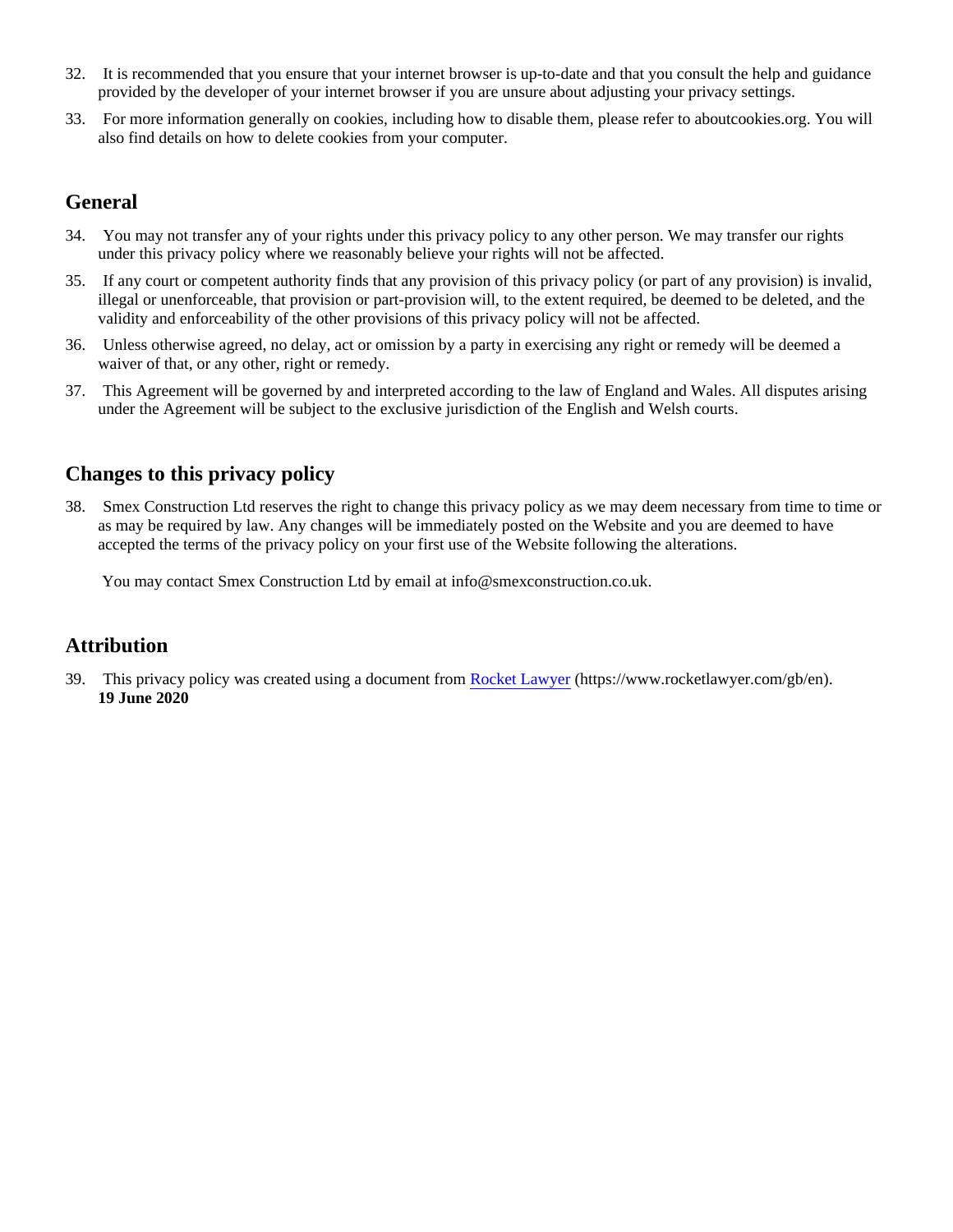32. It is recommended that you ensure that your internet browser is up-to-date and that you consult the help and guidance provided by the developer of your internet browser if you are unsure about adjusting your privacy settings.

33. For more information generally on cookies, including how to disable them, please refer to aboutcookies.org. You will also find details on how to delete cookies from your computer.

## General

34. You may not transfer any of your rights under this privacy policy to any other person. We may transfer our rights under this privacy policy where we reasonably believe your rights will not be affected.

35. If any court or competent authority finds that any provision of this privacy policy (or part of any provision) is invalid, illegal or unenforceable, that provision or part-provision will, to the extent required, be deemed to be deleted, and the validity and enforceability of the other provisions of this privacy policy will not be affected.

36. Unless otherwise agreed, no delay, act or omission by a party in exercising any right or remedy will be deemed a waiver of that, or any other, right or remedy.

37. This Agreement will be governed by and interpreted according to the law of England and Wales. All disputes arising under the Agreement will be subject to the exclusive jurisdiction of the English and Welsh courts.

## Changes to this privacy policy

38. Smex Construction Ltd reserves the right to change this privacy policy as we may deem necessary from time to time or as may be required by law. Any changes will be immediately posted on the Website and you are deemed to have accepted the terms of the privacy policy on your first use of the Website following the alterations.

    You may contact Smex Construction Ltd by email at info@smexconstruction.co.uk.

## Attribution

39. This privacy policy was created using a document from [Rocket Lawyer](https://www.rocketlawyer.com/gb/en) (https://www.rocketlawyer.com/gb/en).
    **19 June 2020**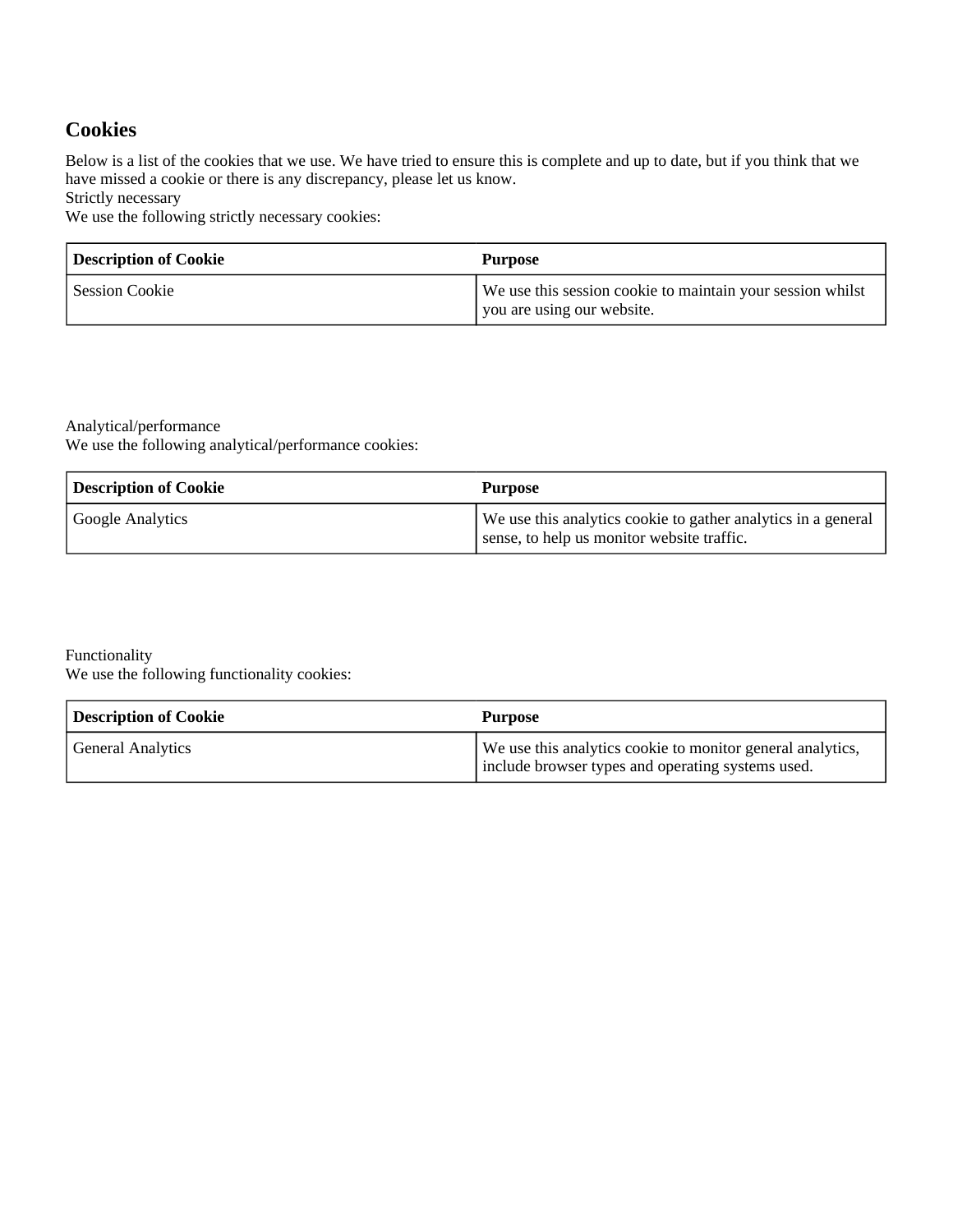## Cookies

Below is a list of the cookies that we use. We have tried to ensure this is complete and up to date, but if you think that we have missed a cookie or there is any discrepancy, please let us know.
Strictly necessary
We use the following strictly necessary cookies:

| **Description of Cookie** | **Purpose** |
| --- | --- |
| Session Cookie | We use this session cookie to maintain your session whilst you are using our website. |

Analytical/performance
We use the following analytical/performance cookies:

| **Description of Cookie** | **Purpose** |
| --- | --- |
| Google Analytics | We use this analytics cookie to gather analytics in a general sense, to help us monitor website traffic. |

Functionality
We use the following functionality cookies:

| **Description of Cookie** | **Purpose** |
| --- | --- |
| General Analytics | We use this analytics cookie to monitor general analytics, include browser types and operating systems used. |